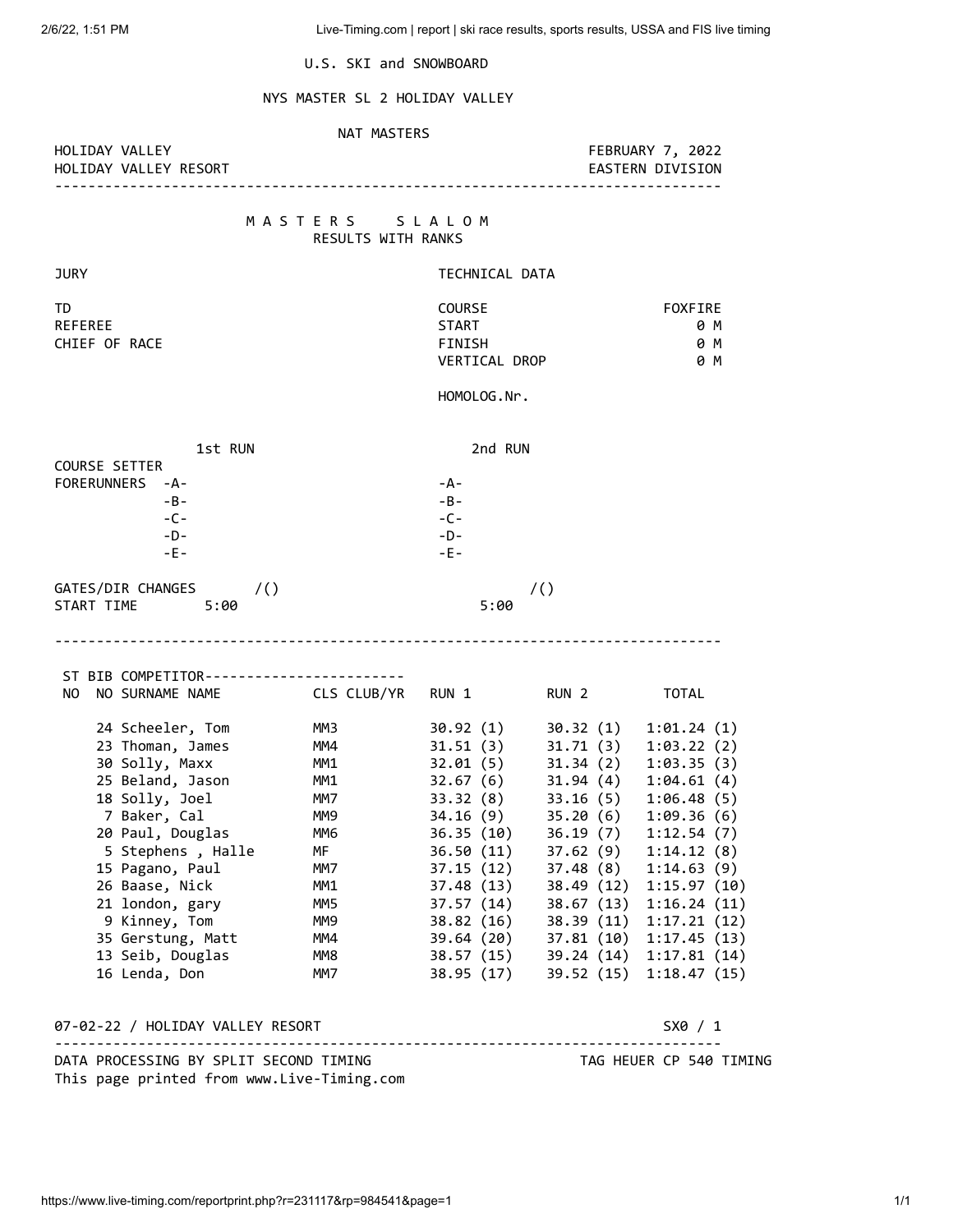U.S. SKI and SNOWBOARD

NYS MASTER SL 2 HOLIDAY VALLEY

NAT MASTERS

HOLIDAY VALLEY — FEBRUARY 7, 2022

HOLIDAY VALLEY RESORT — EASTERN DIVISION

---

# M A S T E R S   S L A L O M

RESULTS WITH RANKS

| JURY | | TECHNICAL DATA | |
|---|---|---|---|
| TD | | COURSE | FOXFIRE |
| REFEREE | | START | 0 M |
| CHIEF OF RACE | | FINISH | 0 M |
| | | VERTICAL DROP | 0 M |
| | | HOMOLOG.Nr. | |

| | 1st RUN | 2nd RUN |
|---|---|---|
| COURSE SETTER | | |
| FORERUNNERS | -A- | -A- |
| | -B- | -B- |
| | -C- | -C- |
| | -D- | -D- |
| | -E- | -E- |
| GATES/DIR CHANGES | /() | /() |
| START TIME | 5:00 | 5:00 |

---

| ST NO | BIB NO | COMPETITOR SURNAME NAME | CLS | CLUB/YR | RUN 1 | RUN 2 | TOTAL |
|---|---|---|---|---|---|---|---|
| | 24 | Scheeler, Tom | MM3 | | 30.92 (1) | 30.32 (1) | 1:01.24 (1) |
| | 23 | Thoman, James | MM4 | | 31.51 (3) | 31.71 (3) | 1:03.22 (2) |
| | 30 | Solly, Maxx | MM1 | | 32.01 (5) | 31.34 (2) | 1:03.35 (3) |
| | 25 | Beland, Jason | MM1 | | 32.67 (6) | 31.94 (4) | 1:04.61 (4) |
| | 18 | Solly, Joel | MM7 | | 33.32 (8) | 33.16 (5) | 1:06.48 (5) |
| | 7 | Baker, Cal | MM9 | | 34.16 (9) | 35.20 (6) | 1:09.36 (6) |
| | 20 | Paul, Douglas | MM6 | | 36.35 (10) | 36.19 (7) | 1:12.54 (7) |
| | 5 | Stephens , Halle | MF | | 36.50 (11) | 37.62 (9) | 1:14.12 (8) |
| | 15 | Pagano, Paul | MM7 | | 37.15 (12) | 37.48 (8) | 1:14.63 (9) |
| | 26 | Baase, Nick | MM1 | | 37.48 (13) | 38.49 (12) | 1:15.97 (10) |
| | 21 | london, gary | MM5 | | 37.57 (14) | 38.67 (13) | 1:16.24 (11) |
| | 9 | Kinney, Tom | MM9 | | 38.82 (16) | 38.39 (11) | 1:17.21 (12) |
| | 35 | Gerstung, Matt | MM4 | | 39.64 (20) | 37.81 (10) | 1:17.45 (13) |
| | 13 | Seib, Douglas | MM8 | | 38.57 (15) | 39.24 (14) | 1:17.81 (14) |
| | 16 | Lenda, Don | MM7 | | 38.95 (17) | 39.52 (15) | 1:18.47 (15) |

07-02-22 / HOLIDAY VALLEY RESORT — SX0 / 1

---

DATA PROCESSING BY SPLIT SECOND TIMING — TAG HEUER CP 540 TIMING

This page printed from www.Live-Timing.com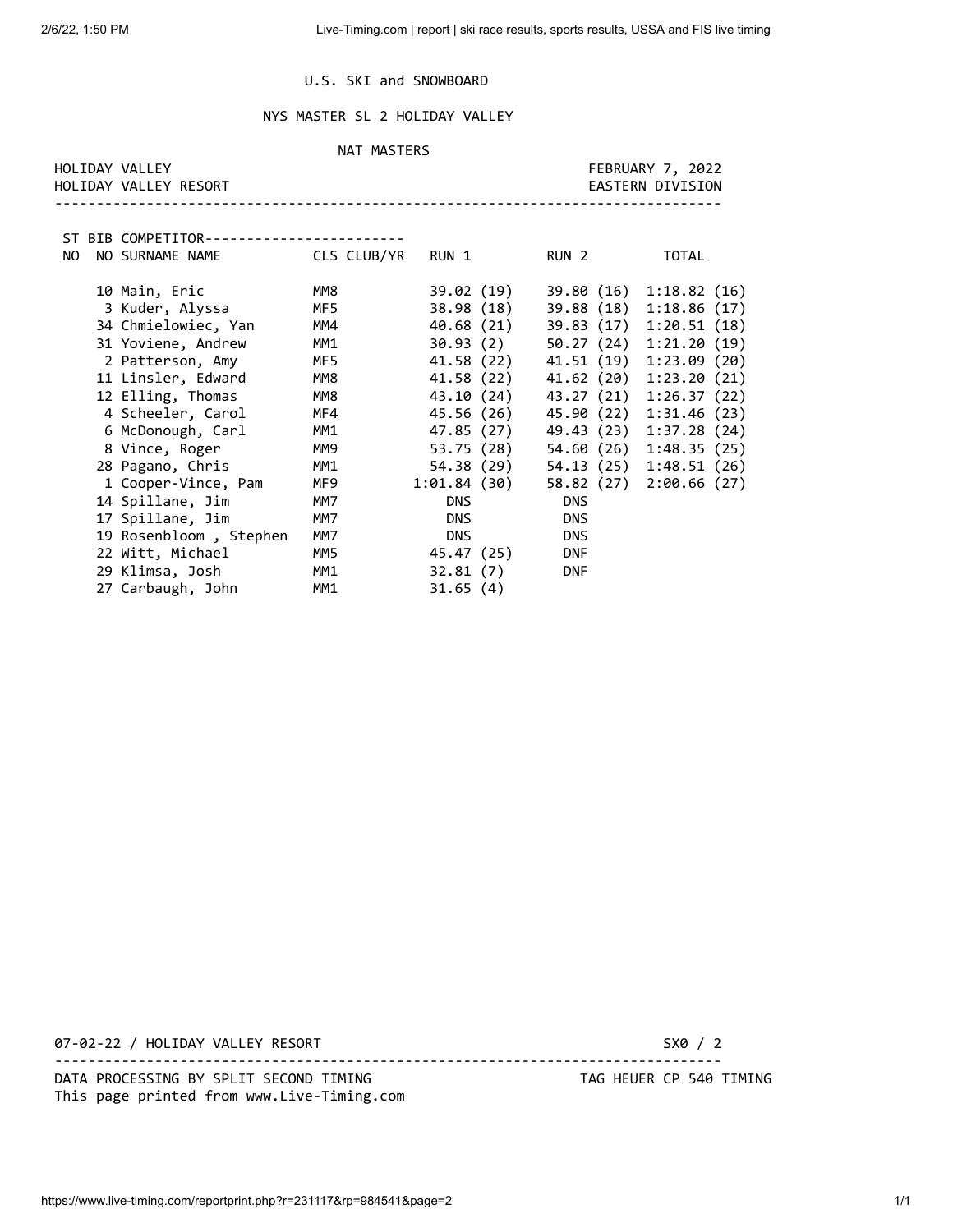U.S. SKI and SNOWBOARD

NYS MASTER SL 2 HOLIDAY VALLEY

NAT MASTERS

HOLIDAY VALLEY — FEBRUARY 7, 2022

HOLIDAY VALLEY RESORT — EASTERN DIVISION

| ST NO | BIB NO | COMPETITOR SURNAME NAME | CLS | CLUB/YR | RUN 1 | RUN 2 | TOTAL |
|---|---|---|---|---|---|---|---|
| | 10 | Main, Eric | MM8 | | 39.02 (19) | 39.80 (16) | 1:18.82 (16) |
| | 3 | Kuder, Alyssa | MF5 | | 38.98 (18) | 39.88 (18) | 1:18.86 (17) |
| | 34 | Chmielowiec, Yan | MM4 | | 40.68 (21) | 39.83 (17) | 1:20.51 (18) |
| | 31 | Yoviene, Andrew | MM1 | | 30.93 (2) | 50.27 (24) | 1:21.20 (19) |
| | 2 | Patterson, Amy | MF5 | | 41.58 (22) | 41.51 (19) | 1:23.09 (20) |
| | 11 | Linsler, Edward | MM8 | | 41.58 (22) | 41.62 (20) | 1:23.20 (21) |
| | 12 | Elling, Thomas | MM8 | | 43.10 (24) | 43.27 (21) | 1:26.37 (22) |
| | 4 | Scheeler, Carol | MF4 | | 45.56 (26) | 45.90 (22) | 1:31.46 (23) |
| | 6 | McDonough, Carl | MM1 | | 47.85 (27) | 49.43 (23) | 1:37.28 (24) |
| | 8 | Vince, Roger | MM9 | | 53.75 (28) | 54.60 (26) | 1:48.35 (25) |
| | 28 | Pagano, Chris | MM1 | | 54.38 (29) | 54.13 (25) | 1:48.51 (26) |
| | 1 | Cooper-Vince, Pam | MF9 | | 1:01.84 (30) | 58.82 (27) | 2:00.66 (27) |
| | 14 | Spillane, Jim | MM7 | | DNS | DNS | |
| | 17 | Spillane, Jim | MM7 | | DNS | DNS | |
| | 19 | Rosenbloom , Stephen | MM7 | | DNS | DNS | |
| | 22 | Witt, Michael | MM5 | | 45.47 (25) | DNF | |
| | 29 | Klimsa, Josh | MM1 | | 32.81 (7) | DNF | |
| | 27 | Carbaugh, John | MM1 | | 31.65 (4) | | |

07-02-22 / HOLIDAY VALLEY RESORT — SX0 / 2

DATA PROCESSING BY SPLIT SECOND TIMING — TAG HEUER CP 540 TIMING

This page printed from www.Live-Timing.com